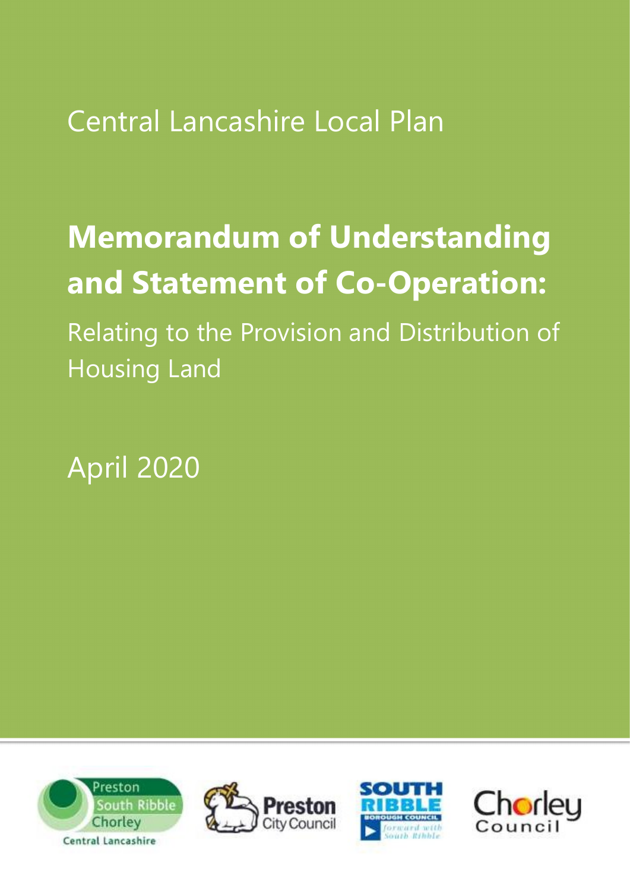Central Lancashire Local Plan

# Memorandum of Understanding and Statement of Co-Operation:

Relating to the Provision and Distribution of Housing Land

April 2020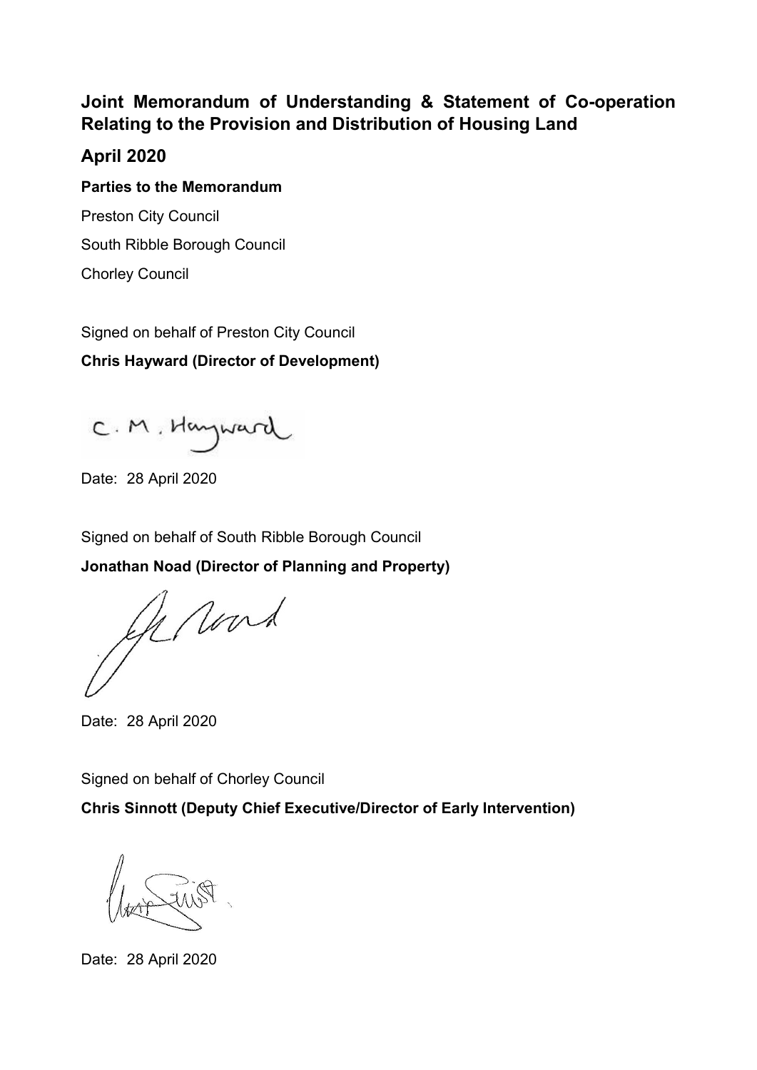## Joint Memorandum of Understanding & Statement of Co-operation Relating to the Provision and Distribution of Housing Land

## April 2020

**Parties to the Memorandum**

Preston City Council

South Ribble Borough Council

Chorley Council

Signed on behalf of Preston City Council

**Chris Hayward (Director of Development)**

Date: 28 April 2020

Signed on behalf of South Ribble Borough Council

**Jonathan Noad (Director of Planning and Property)**

Date: 28 April 2020

Signed on behalf of Chorley Council

**Chris Sinnott (Deputy Chief Executive/Director of Early Intervention)**

Date: 28 April 2020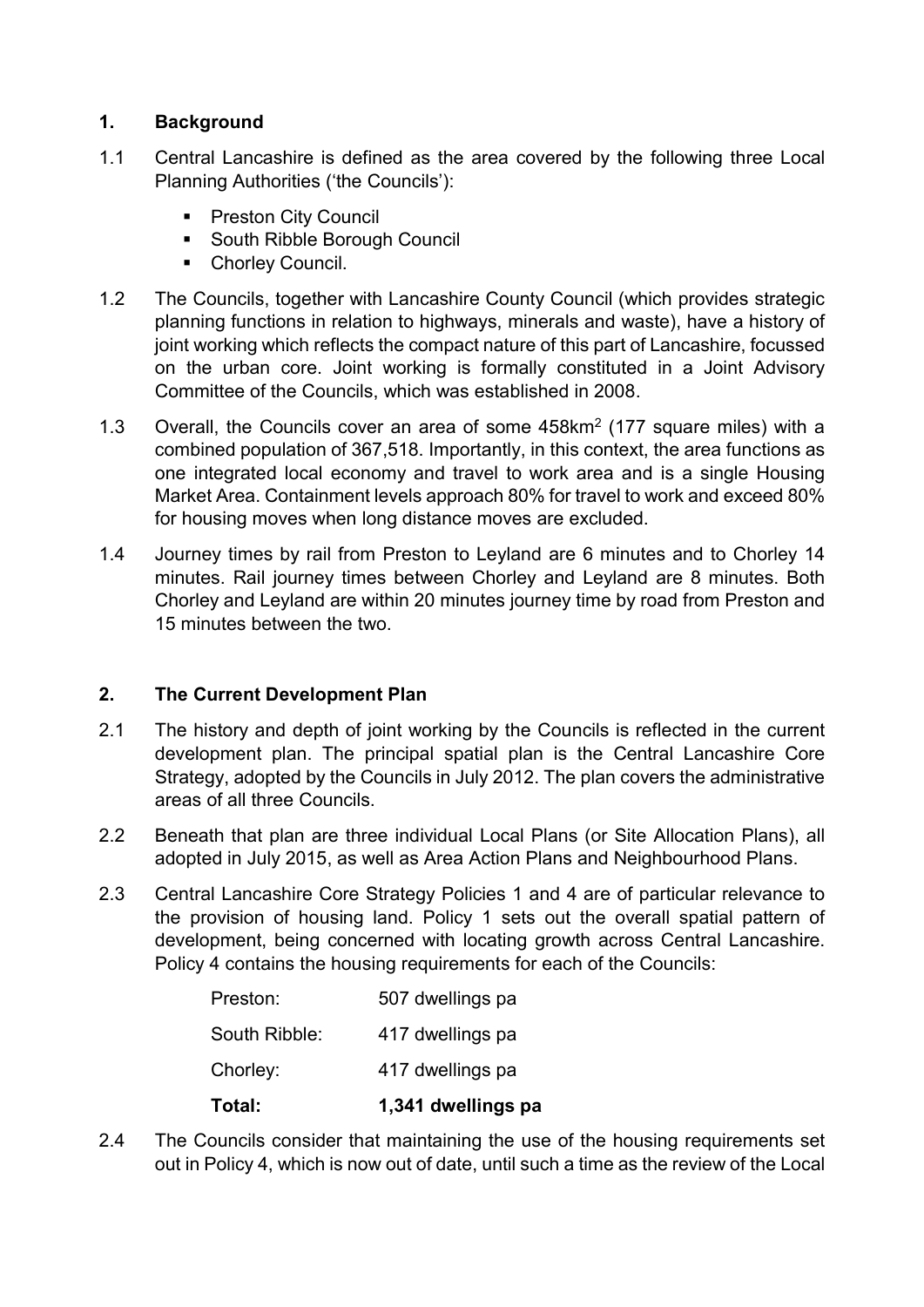## 1. Background

1.1 Central Lancashire is defined as the area covered by the following three Local Planning Authorities ('the Councils'):

- Preston City Council
- South Ribble Borough Council
- Chorley Council.

1.2 The Councils, together with Lancashire County Council (which provides strategic planning functions in relation to highways, minerals and waste), have a history of joint working which reflects the compact nature of this part of Lancashire, focussed on the urban core. Joint working is formally constituted in a Joint Advisory Committee of the Councils, which was established in 2008.

1.3 Overall, the Councils cover an area of some 458km$^2$ (177 square miles) with a combined population of 367,518. Importantly, in this context, the area functions as one integrated local economy and travel to work area and is a single Housing Market Area. Containment levels approach 80% for travel to work and exceed 80% for housing moves when long distance moves are excluded.

1.4 Journey times by rail from Preston to Leyland are 6 minutes and to Chorley 14 minutes. Rail journey times between Chorley and Leyland are 8 minutes. Both Chorley and Leyland are within 20 minutes journey time by road from Preston and 15 minutes between the two.

## 2. The Current Development Plan

2.1 The history and depth of joint working by the Councils is reflected in the current development plan. The principal spatial plan is the Central Lancashire Core Strategy, adopted by the Councils in July 2012. The plan covers the administrative areas of all three Councils.

2.2 Beneath that plan are three individual Local Plans (or Site Allocation Plans), all adopted in July 2015, as well as Area Action Plans and Neighbourhood Plans.

2.3 Central Lancashire Core Strategy Policies 1 and 4 are of particular relevance to the provision of housing land. Policy 1 sets out the overall spatial pattern of development, being concerned with locating growth across Central Lancashire. Policy 4 contains the housing requirements for each of the Councils:

| | |
|---|---|
| Preston: | 507 dwellings pa |
| South Ribble: | 417 dwellings pa |
| Chorley: | 417 dwellings pa |
| **Total:** | **1,341 dwellings pa** |

2.4 The Councils consider that maintaining the use of the housing requirements set out in Policy 4, which is now out of date, until such a time as the review of the Local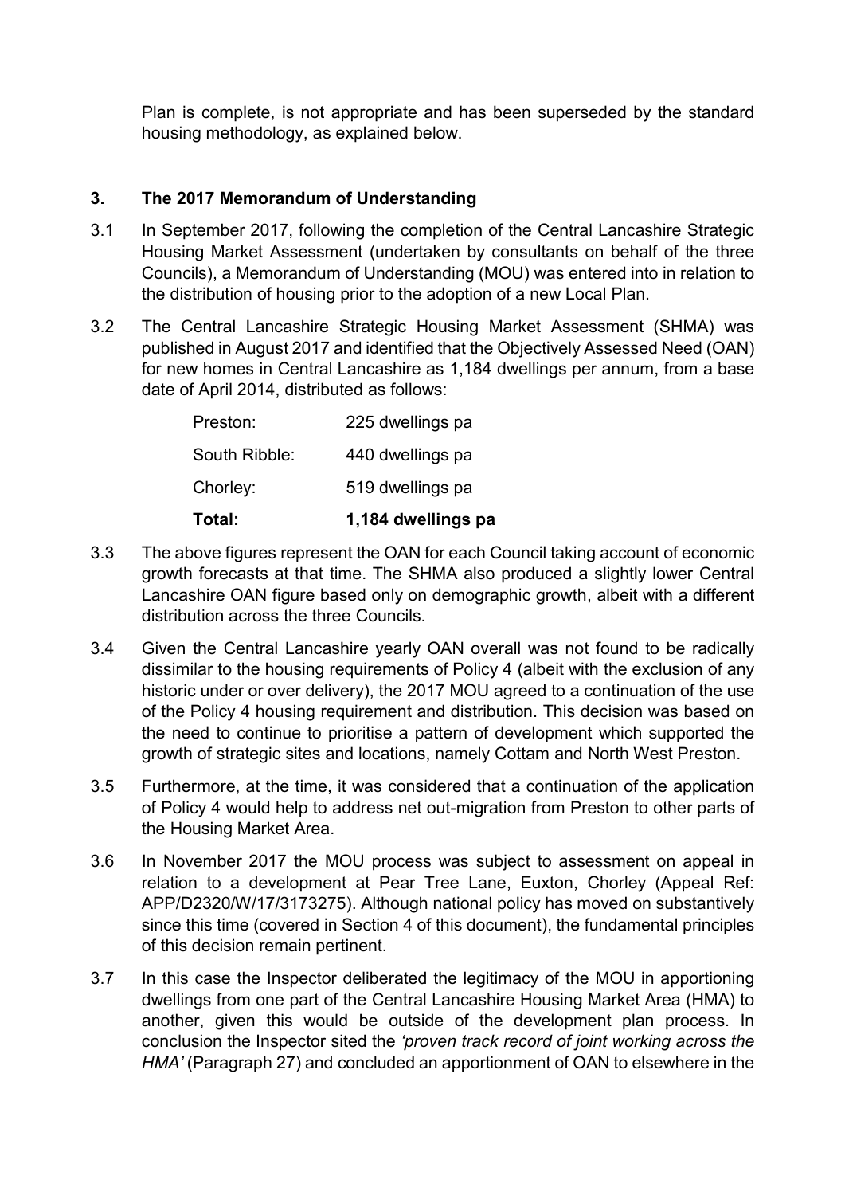Plan is complete, is not appropriate and has been superseded by the standard housing methodology, as explained below.

## 3. The 2017 Memorandum of Understanding

3.1 In September 2017, following the completion of the Central Lancashire Strategic Housing Market Assessment (undertaken by consultants on behalf of the three Councils), a Memorandum of Understanding (MOU) was entered into in relation to the distribution of housing prior to the adoption of a new Local Plan.

3.2 The Central Lancashire Strategic Housing Market Assessment (SHMA) was published in August 2017 and identified that the Objectively Assessed Need (OAN) for new homes in Central Lancashire as 1,184 dwellings per annum, from a base date of April 2014, distributed as follows:

| | |
|---|---|
| Preston: | 225 dwellings pa |
| South Ribble: | 440 dwellings pa |
| Chorley: | 519 dwellings pa |
| **Total:** | **1,184 dwellings pa** |

3.3 The above figures represent the OAN for each Council taking account of economic growth forecasts at that time. The SHMA also produced a slightly lower Central Lancashire OAN figure based only on demographic growth, albeit with a different distribution across the three Councils.

3.4 Given the Central Lancashire yearly OAN overall was not found to be radically dissimilar to the housing requirements of Policy 4 (albeit with the exclusion of any historic under or over delivery), the 2017 MOU agreed to a continuation of the use of the Policy 4 housing requirement and distribution. This decision was based on the need to continue to prioritise a pattern of development which supported the growth of strategic sites and locations, namely Cottam and North West Preston.

3.5 Furthermore, at the time, it was considered that a continuation of the application of Policy 4 would help to address net out-migration from Preston to other parts of the Housing Market Area.

3.6 In November 2017 the MOU process was subject to assessment on appeal in relation to a development at Pear Tree Lane, Euxton, Chorley (Appeal Ref: APP/D2320/W/17/3173275). Although national policy has moved on substantively since this time (covered in Section 4 of this document), the fundamental principles of this decision remain pertinent.

3.7 In this case the Inspector deliberated the legitimacy of the MOU in apportioning dwellings from one part of the Central Lancashire Housing Market Area (HMA) to another, given this would be outside of the development plan process. In conclusion the Inspector sited the *'proven track record of joint working across the HMA'* (Paragraph 27) and concluded an apportionment of OAN to elsewhere in the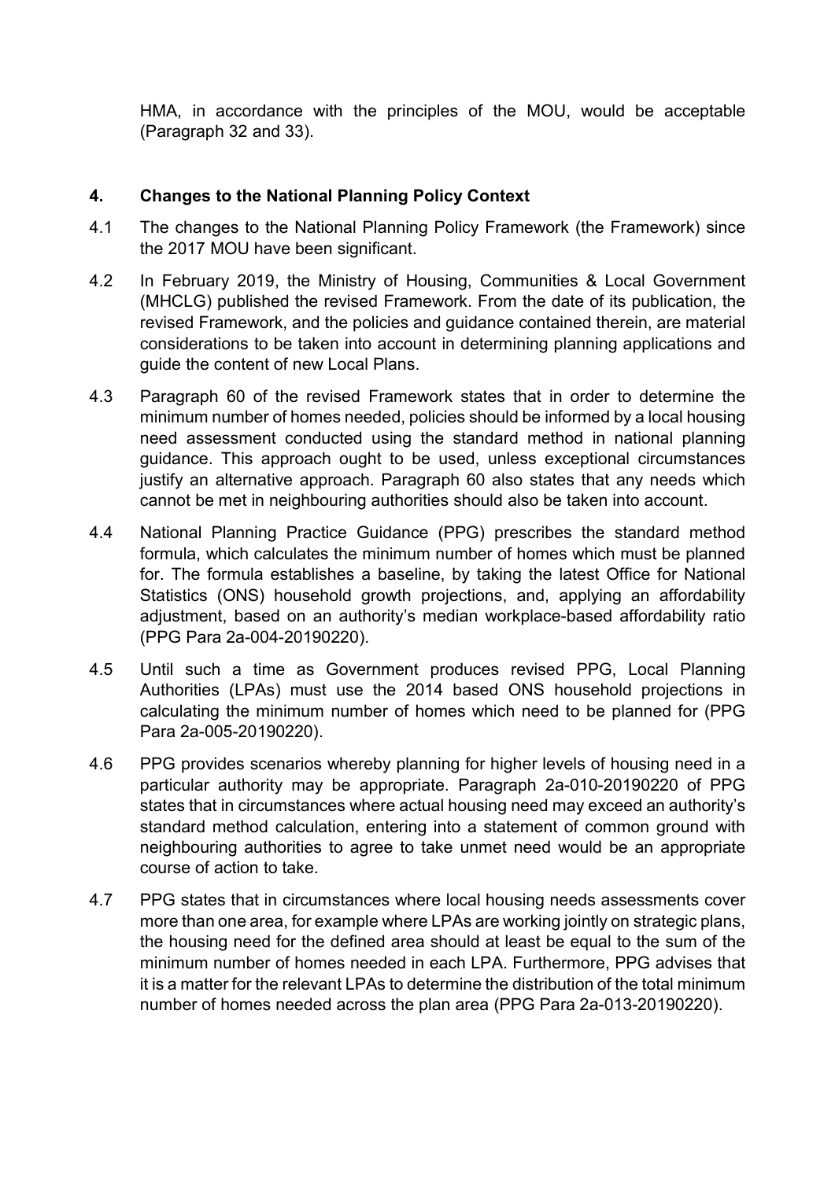HMA, in accordance with the principles of the MOU, would be acceptable (Paragraph 32 and 33).

## 4. Changes to the National Planning Policy Context

4.1 The changes to the National Planning Policy Framework (the Framework) since the 2017 MOU have been significant.

4.2 In February 2019, the Ministry of Housing, Communities & Local Government (MHCLG) published the revised Framework. From the date of its publication, the revised Framework, and the policies and guidance contained therein, are material considerations to be taken into account in determining planning applications and guide the content of new Local Plans.

4.3 Paragraph 60 of the revised Framework states that in order to determine the minimum number of homes needed, policies should be informed by a local housing need assessment conducted using the standard method in national planning guidance. This approach ought to be used, unless exceptional circumstances justify an alternative approach. Paragraph 60 also states that any needs which cannot be met in neighbouring authorities should also be taken into account.

4.4 National Planning Practice Guidance (PPG) prescribes the standard method formula, which calculates the minimum number of homes which must be planned for. The formula establishes a baseline, by taking the latest Office for National Statistics (ONS) household growth projections, and, applying an affordability adjustment, based on an authority's median workplace-based affordability ratio (PPG Para 2a-004-20190220).

4.5 Until such a time as Government produces revised PPG, Local Planning Authorities (LPAs) must use the 2014 based ONS household projections in calculating the minimum number of homes which need to be planned for (PPG Para 2a-005-20190220).

4.6 PPG provides scenarios whereby planning for higher levels of housing need in a particular authority may be appropriate. Paragraph 2a-010-20190220 of PPG states that in circumstances where actual housing need may exceed an authority's standard method calculation, entering into a statement of common ground with neighbouring authorities to agree to take unmet need would be an appropriate course of action to take.

4.7 PPG states that in circumstances where local housing needs assessments cover more than one area, for example where LPAs are working jointly on strategic plans, the housing need for the defined area should at least be equal to the sum of the minimum number of homes needed in each LPA. Furthermore, PPG advises that it is a matter for the relevant LPAs to determine the distribution of the total minimum number of homes needed across the plan area (PPG Para 2a-013-20190220).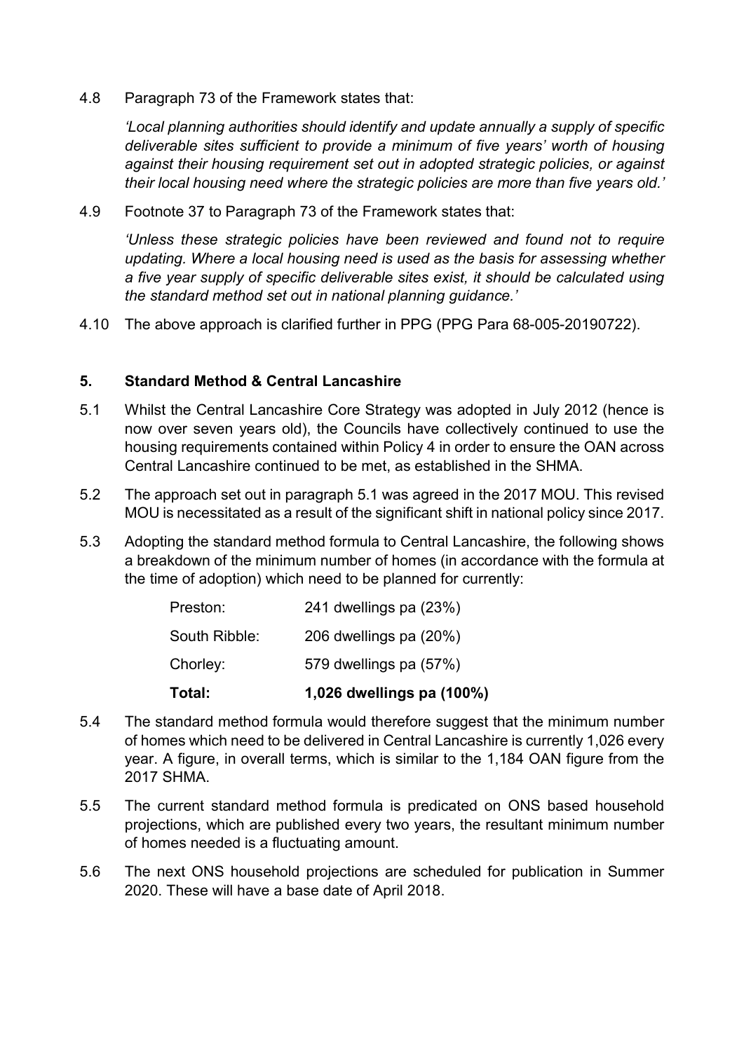4.8 Paragraph 73 of the Framework states that:

*'Local planning authorities should identify and update annually a supply of specific deliverable sites sufficient to provide a minimum of five years' worth of housing against their housing requirement set out in adopted strategic policies, or against their local housing need where the strategic policies are more than five years old.'*

4.9 Footnote 37 to Paragraph 73 of the Framework states that:

*'Unless these strategic policies have been reviewed and found not to require updating. Where a local housing need is used as the basis for assessing whether a five year supply of specific deliverable sites exist, it should be calculated using the standard method set out in national planning guidance.'*

4.10 The above approach is clarified further in PPG (PPG Para 68-005-20190722).

## 5. Standard Method & Central Lancashire

5.1 Whilst the Central Lancashire Core Strategy was adopted in July 2012 (hence is now over seven years old), the Councils have collectively continued to use the housing requirements contained within Policy 4 in order to ensure the OAN across Central Lancashire continued to be met, as established in the SHMA.

5.2 The approach set out in paragraph 5.1 was agreed in the 2017 MOU. This revised MOU is necessitated as a result of the significant shift in national policy since 2017.

5.3 Adopting the standard method formula to Central Lancashire, the following shows a breakdown of the minimum number of homes (in accordance with the formula at the time of adoption) which need to be planned for currently:

| | |
|---|---|
| Preston: | 241 dwellings pa (23%) |
| South Ribble: | 206 dwellings pa (20%) |
| Chorley: | 579 dwellings pa (57%) |
| **Total:** | **1,026 dwellings pa (100%)** |

5.4 The standard method formula would therefore suggest that the minimum number of homes which need to be delivered in Central Lancashire is currently 1,026 every year. A figure, in overall terms, which is similar to the 1,184 OAN figure from the 2017 SHMA.

5.5 The current standard method formula is predicated on ONS based household projections, which are published every two years, the resultant minimum number of homes needed is a fluctuating amount.

5.6 The next ONS household projections are scheduled for publication in Summer 2020. These will have a base date of April 2018.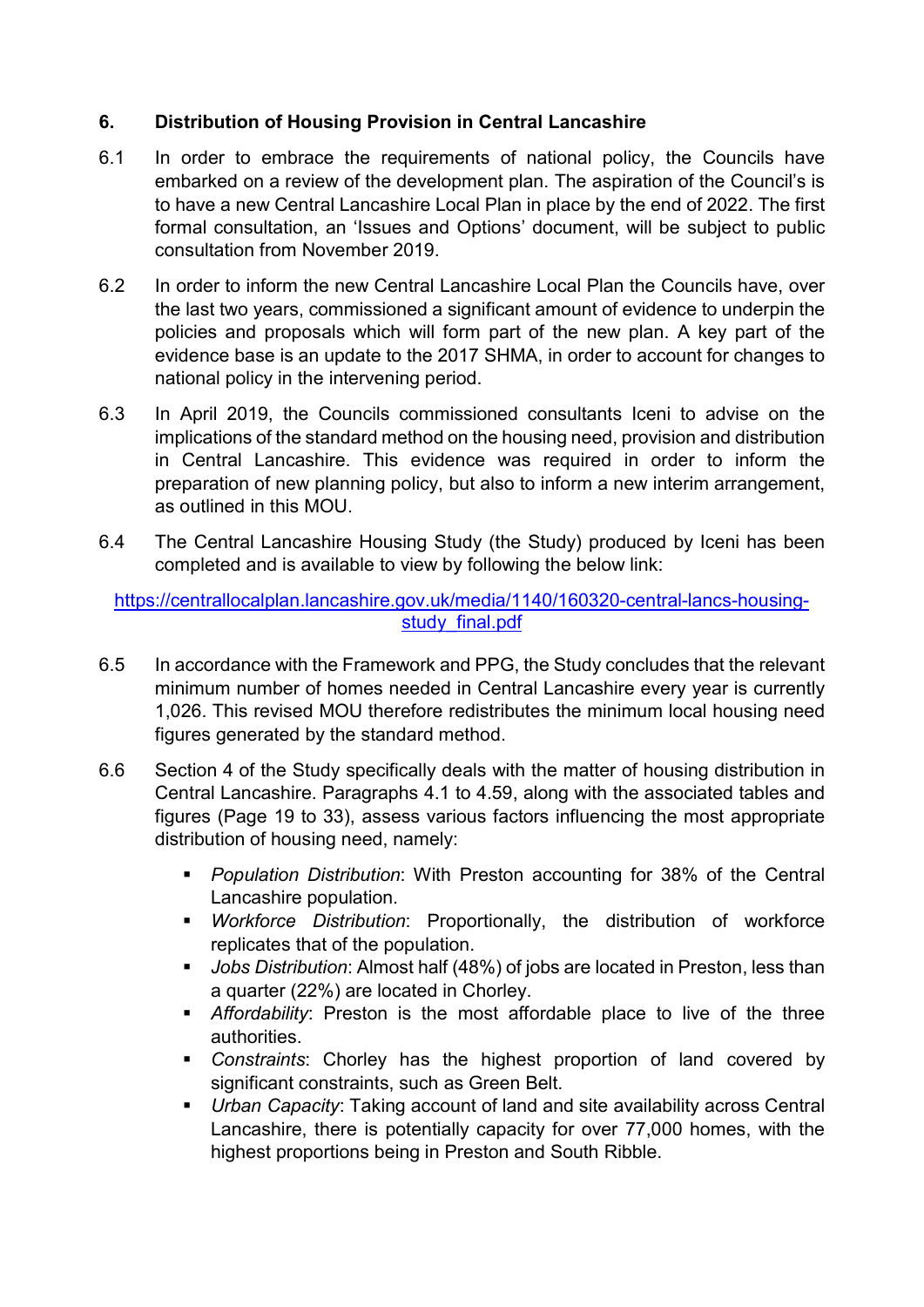## 6. Distribution of Housing Provision in Central Lancashire

6.1 In order to embrace the requirements of national policy, the Councils have embarked on a review of the development plan. The aspiration of the Council's is to have a new Central Lancashire Local Plan in place by the end of 2022. The first formal consultation, an 'Issues and Options' document, will be subject to public consultation from November 2019.

6.2 In order to inform the new Central Lancashire Local Plan the Councils have, over the last two years, commissioned a significant amount of evidence to underpin the policies and proposals which will form part of the new plan. A key part of the evidence base is an update to the 2017 SHMA, in order to account for changes to national policy in the intervening period.

6.3 In April 2019, the Councils commissioned consultants Iceni to advise on the implications of the standard method on the housing need, provision and distribution in Central Lancashire. This evidence was required in order to inform the preparation of new planning policy, but also to inform a new interim arrangement, as outlined in this MOU.

6.4 The Central Lancashire Housing Study (the Study) produced by Iceni has been completed and is available to view by following the below link:

[https://centrallocalplan.lancashire.gov.uk/media/1140/160320-central-lancs-housing-study_final.pdf](https://centrallocalplan.lancashire.gov.uk/media/1140/160320-central-lancs-housing-study_final.pdf)

6.5 In accordance with the Framework and PPG, the Study concludes that the relevant minimum number of homes needed in Central Lancashire every year is currently 1,026. This revised MOU therefore redistributes the minimum local housing need figures generated by the standard method.

6.6 Section 4 of the Study specifically deals with the matter of housing distribution in Central Lancashire. Paragraphs 4.1 to 4.59, along with the associated tables and figures (Page 19 to 33), assess various factors influencing the most appropriate distribution of housing need, namely:

- *Population Distribution*: With Preston accounting for 38% of the Central Lancashire population.
- *Workforce Distribution*: Proportionally, the distribution of workforce replicates that of the population.
- *Jobs Distribution*: Almost half (48%) of jobs are located in Preston, less than a quarter (22%) are located in Chorley.
- *Affordability*: Preston is the most affordable place to live of the three authorities.
- *Constraints*: Chorley has the highest proportion of land covered by significant constraints, such as Green Belt.
- *Urban Capacity*: Taking account of land and site availability across Central Lancashire, there is potentially capacity for over 77,000 homes, with the highest proportions being in Preston and South Ribble.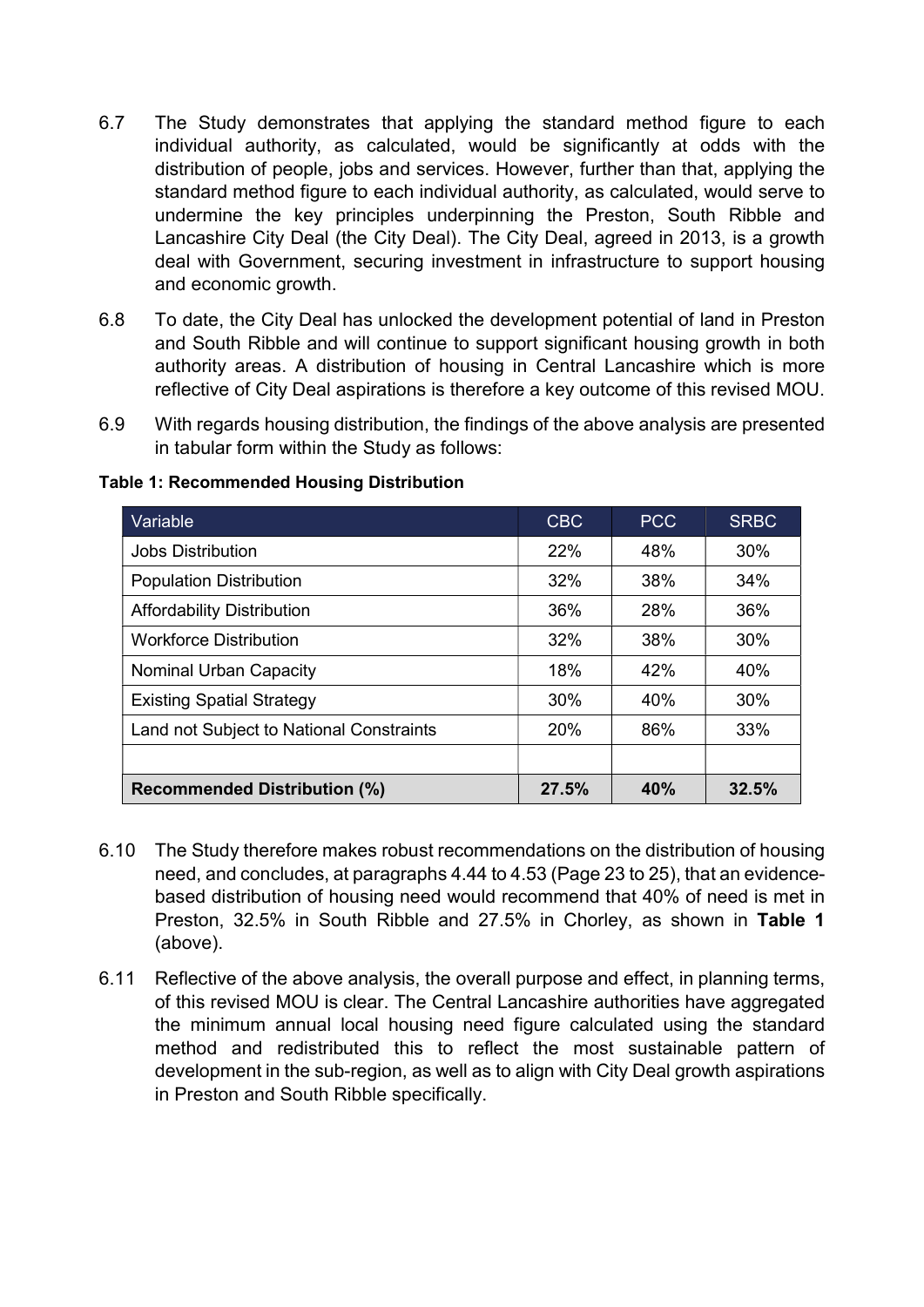6.7 The Study demonstrates that applying the standard method figure to each individual authority, as calculated, would be significantly at odds with the distribution of people, jobs and services. However, further than that, applying the standard method figure to each individual authority, as calculated, would serve to undermine the key principles underpinning the Preston, South Ribble and Lancashire City Deal (the City Deal). The City Deal, agreed in 2013, is a growth deal with Government, securing investment in infrastructure to support housing and economic growth.

6.8 To date, the City Deal has unlocked the development potential of land in Preston and South Ribble and will continue to support significant housing growth in both authority areas. A distribution of housing in Central Lancashire which is more reflective of City Deal aspirations is therefore a key outcome of this revised MOU.

6.9 With regards housing distribution, the findings of the above analysis are presented in tabular form within the Study as follows:

**Table 1: Recommended Housing Distribution**

| Variable | CBC | PCC | SRBC |
|---|---|---|---|
| Jobs Distribution | 22% | 48% | 30% |
| Population Distribution | 32% | 38% | 34% |
| Affordability Distribution | 36% | 28% | 36% |
| Workforce Distribution | 32% | 38% | 30% |
| Nominal Urban Capacity | 18% | 42% | 40% |
| Existing Spatial Strategy | 30% | 40% | 30% |
| Land not Subject to National Constraints | 20% | 86% | 33% |
| | | | |
| **Recommended Distribution (%)** | **27.5%** | **40%** | **32.5%** |

6.10 The Study therefore makes robust recommendations on the distribution of housing need, and concludes, at paragraphs 4.44 to 4.53 (Page 23 to 25), that an evidence-based distribution of housing need would recommend that 40% of need is met in Preston, 32.5% in South Ribble and 27.5% in Chorley, as shown in **Table 1** (above).

6.11 Reflective of the above analysis, the overall purpose and effect, in planning terms, of this revised MOU is clear. The Central Lancashire authorities have aggregated the minimum annual local housing need figure calculated using the standard method and redistributed this to reflect the most sustainable pattern of development in the sub-region, as well as to align with City Deal growth aspirations in Preston and South Ribble specifically.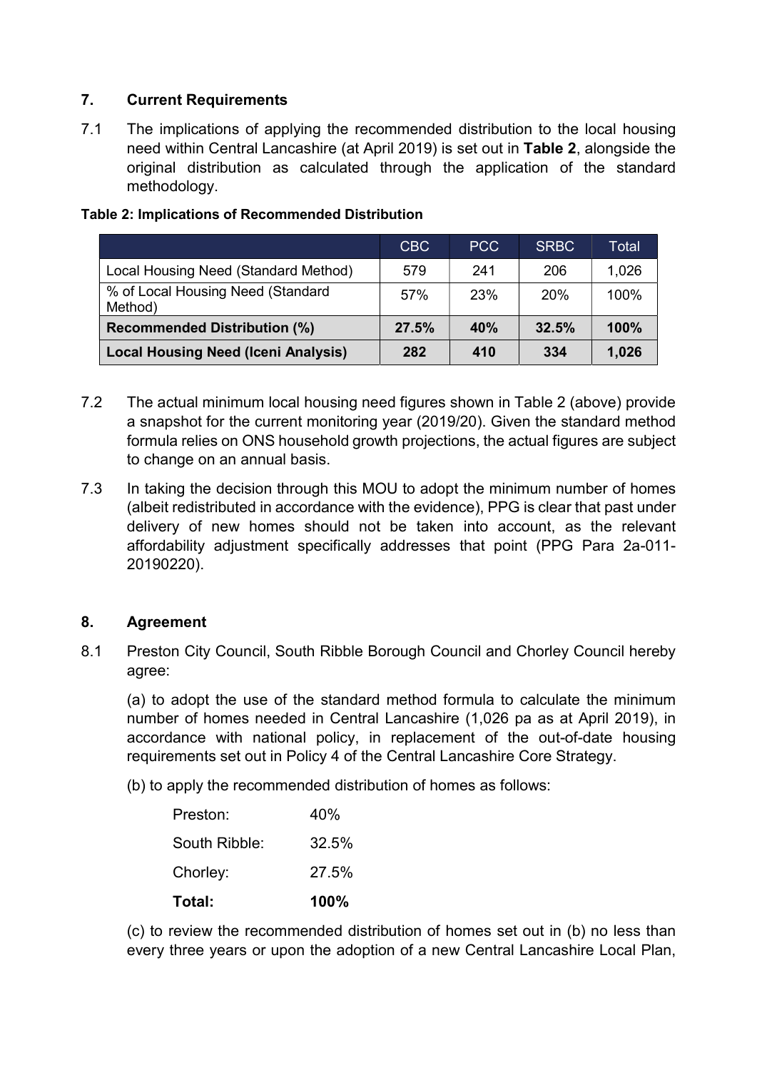## 7. Current Requirements

7.1 The implications of applying the recommended distribution to the local housing need within Central Lancashire (at April 2019) is set out in **Table 2**, alongside the original distribution as calculated through the application of the standard methodology.

**Table 2: Implications of Recommended Distribution**

| | CBC | PCC | SRBC | Total |
|---|---|---|---|---|
| Local Housing Need (Standard Method) | 579 | 241 | 206 | 1,026 |
| % of Local Housing Need (Standard Method) | 57% | 23% | 20% | 100% |
| **Recommended Distribution (%)** | **27.5%** | **40%** | **32.5%** | **100%** |
| **Local Housing Need (Iceni Analysis)** | **282** | **410** | **334** | **1,026** |

7.2 The actual minimum local housing need figures shown in Table 2 (above) provide a snapshot for the current monitoring year (2019/20). Given the standard method formula relies on ONS household growth projections, the actual figures are subject to change on an annual basis.

7.3 In taking the decision through this MOU to adopt the minimum number of homes (albeit redistributed in accordance with the evidence), PPG is clear that past under delivery of new homes should not be taken into account, as the relevant affordability adjustment specifically addresses that point (PPG Para 2a-011-20190220).

## 8. Agreement

8.1 Preston City Council, South Ribble Borough Council and Chorley Council hereby agree:

(a) to adopt the use of the standard method formula to calculate the minimum number of homes needed in Central Lancashire (1,026 pa as at April 2019), in accordance with national policy, in replacement of the out-of-date housing requirements set out in Policy 4 of the Central Lancashire Core Strategy.

(b) to apply the recommended distribution of homes as follows:

| | |
|---|---|
| Preston: | 40% |
| South Ribble: | 32.5% |
| Chorley: | 27.5% |
| **Total:** | **100%** |

(c) to review the recommended distribution of homes set out in (b) no less than every three years or upon the adoption of a new Central Lancashire Local Plan,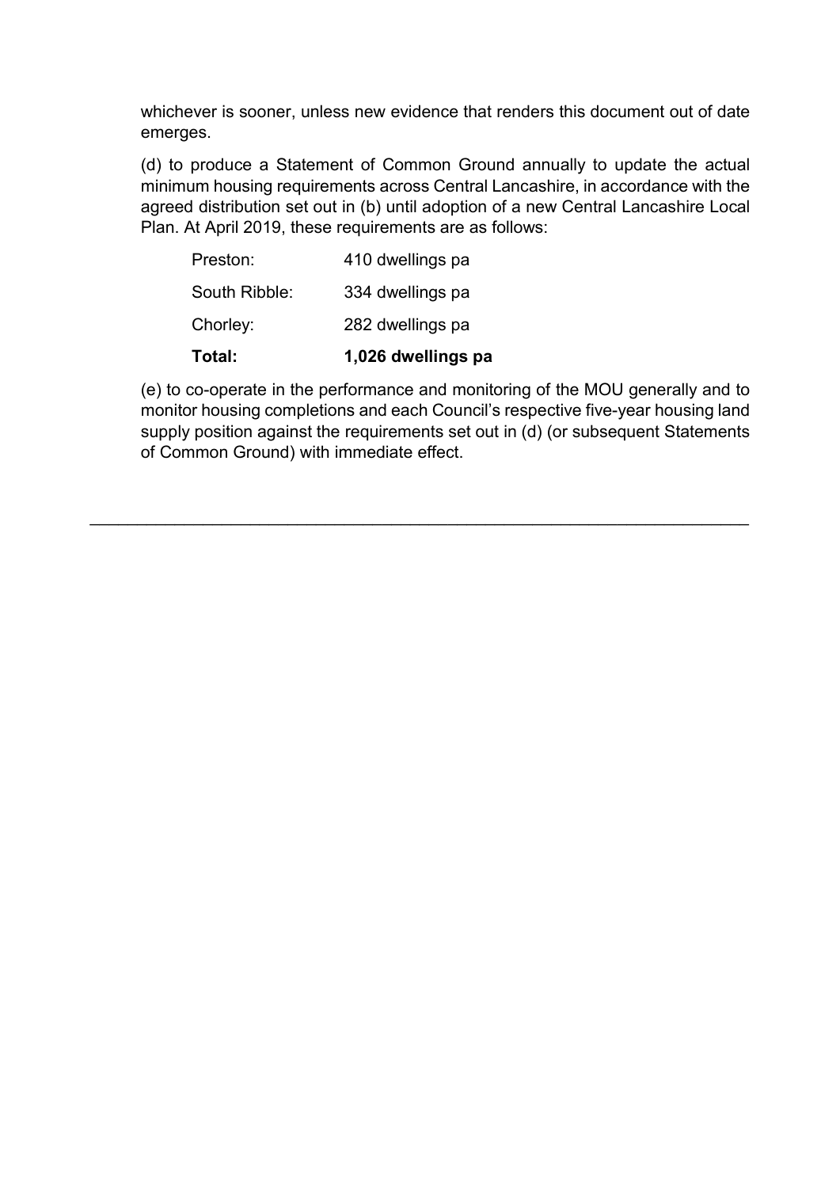whichever is sooner, unless new evidence that renders this document out of date emerges.

(d) to produce a Statement of Common Ground annually to update the actual minimum housing requirements across Central Lancashire, in accordance with the agreed distribution set out in (b) until adoption of a new Central Lancashire Local Plan. At April 2019, these requirements are as follows:

| | |
|---|---|
| Preston: | 410 dwellings pa |
| South Ribble: | 334 dwellings pa |
| Chorley: | 282 dwellings pa |
| **Total:** | **1,026 dwellings pa** |

(e) to co-operate in the performance and monitoring of the MOU generally and to monitor housing completions and each Council's respective five-year housing land supply position against the requirements set out in (d) (or subsequent Statements of Common Ground) with immediate effect.

---